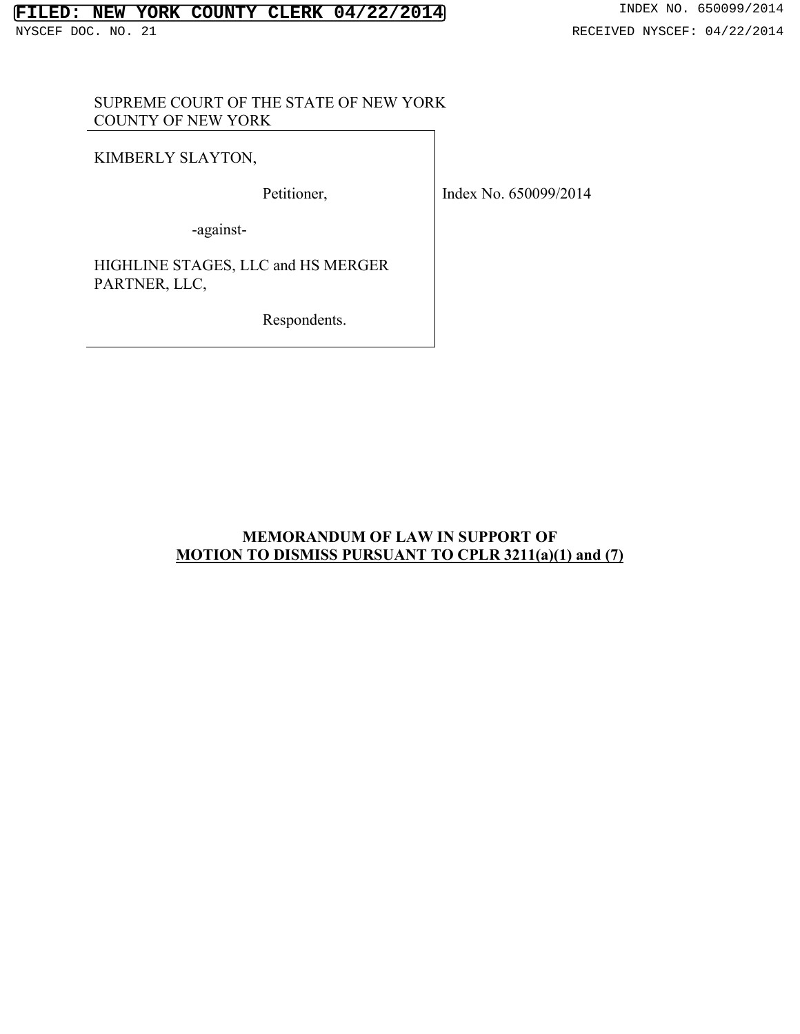FILED: NEW YORK COUNTY CLERK 04/22/2014 INDEX NO. 650099/2014

NYSCEF DOC. NO. 21 RECEIVED NYSCEF: 04/22/2014

SUPREME COURT OF THE STATE OF NEW YORK
COUNTY OF NEW YORK

KIMBERLY SLAYTON,

Petitioner,

-against-

HIGHLINE STAGES, LLC and HS MERGER PARTNER, LLC,

Respondents.

Index No. 650099/2014

**MEMORANDUM OF LAW IN SUPPORT OF**
**MOTION TO DISMISS PURSUANT TO CPLR 3211(a)(1) and (7)**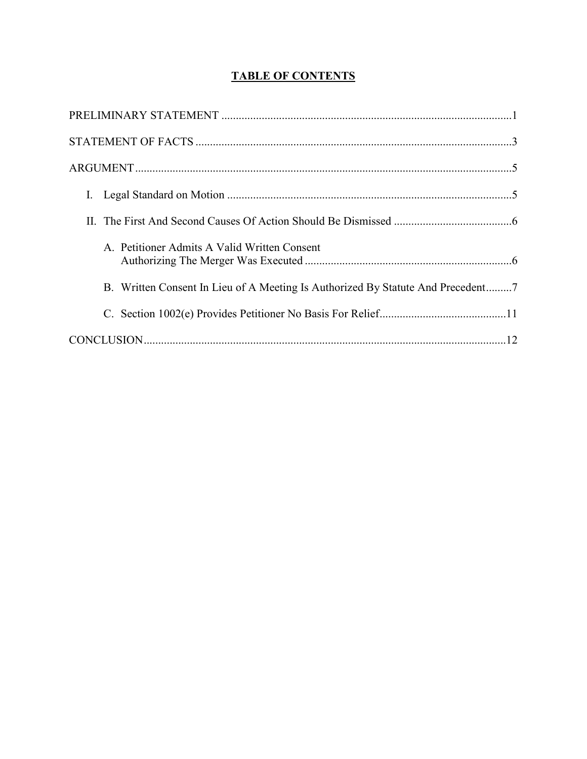# TABLE OF CONTENTS

PRELIMINARY STATEMENT .....................................................................................................1

STATEMENT OF FACTS .............................................................................................................3

ARGUMENT..................................................................................................................................5

I. Legal Standard on Motion ...................................................................................................5

II. The First And Second Causes Of Action Should Be Dismissed .........................................6

A. Petitioner Admits A Valid Written Consent Authorizing The Merger Was Executed .......................................................................6

B. Written Consent In Lieu of A Meeting Is Authorized By Statute And Precedent.........7

C. Section 1002(e) Provides Petitioner No Basis For Relief............................................11

CONCLUSION.............................................................................................................................12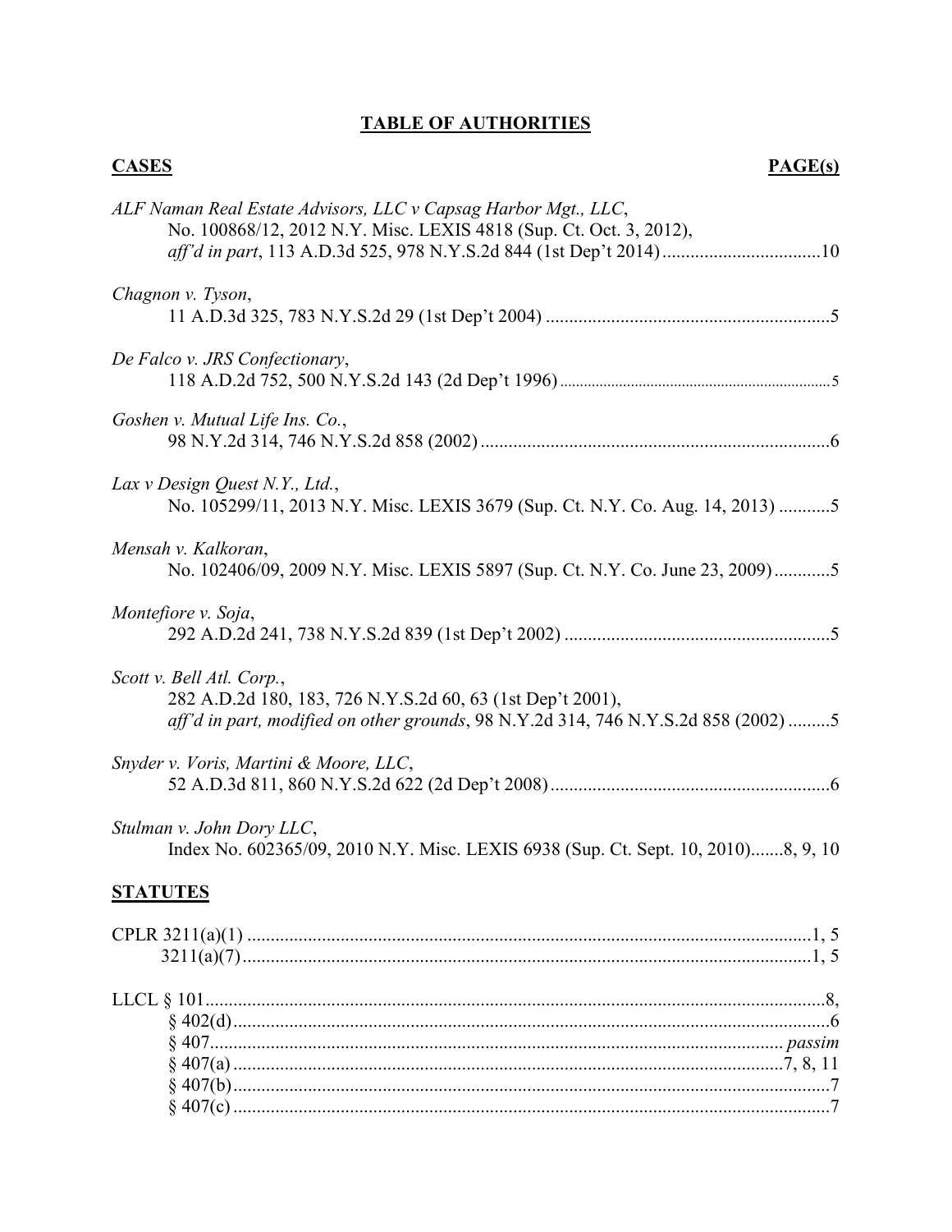# TABLE OF AUTHORITIES

**CASES** **PAGE(s)**

*ALF Naman Real Estate Advisors, LLC v Capsag Harbor Mgt., LLC*,
No. 100868/12, 2012 N.Y. Misc. LEXIS 4818 (Sup. Ct. Oct. 3, 2012),
*aff'd in part*, 113 A.D.3d 525, 978 N.Y.S.2d 844 (1st Dep't 2014) ..................................10

*Chagnon v. Tyson*,
11 A.D.3d 325, 783 N.Y.S.2d 29 (1st Dep't 2004) .............................................................5

*De Falco v. JRS Confectionary*,
118 A.D.2d 752, 500 N.Y.S.2d 143 (2d Dep't 1996) ..........................................................5

*Goshen v. Mutual Life Ins. Co.*,
98 N.Y.2d 314, 746 N.Y.S.2d 858 (2002) ...........................................................................6

*Lax v Design Quest N.Y., Ltd.*,
No. 105299/11, 2013 N.Y. Misc. LEXIS 3679 (Sup. Ct. N.Y. Co. Aug. 14, 2013) ...........5

*Mensah v. Kalkoran*,
No. 102406/09, 2009 N.Y. Misc. LEXIS 5897 (Sup. Ct. N.Y. Co. June 23, 2009)............5

*Montefiore v. Soja*,
292 A.D.2d 241, 738 N.Y.S.2d 839 (1st Dep't 2002) .........................................................5

*Scott v. Bell Atl. Corp.*,
282 A.D.2d 180, 183, 726 N.Y.S.2d 60, 63 (1st Dep't 2001),
*aff'd in part, modified on other grounds*, 98 N.Y.2d 314, 746 N.Y.S.2d 858 (2002) .........5

*Snyder v. Voris, Martini & Moore, LLC*,
52 A.D.3d 811, 860 N.Y.S.2d 622 (2d Dep't 2008)............................................................6

*Stulman v. John Dory LLC*,
Index No. 602365/09, 2010 N.Y. Misc. LEXIS 6938 (Sup. Ct. Sept. 10, 2010).......8, 9, 10

**STATUTES**

CPLR 3211(a)(1) .........................................................................................................1, 5
3211(a)(7).........................................................................................................1, 5

LLCL § 101....................................................................................................................8,
§ 402(d)...............................................................................................................6
§ 407.......................................................................................................... *passim*
§ 407(a) .....................................................................................................7, 8, 11
§ 407(b)...............................................................................................................7
§ 407(c) ...............................................................................................................7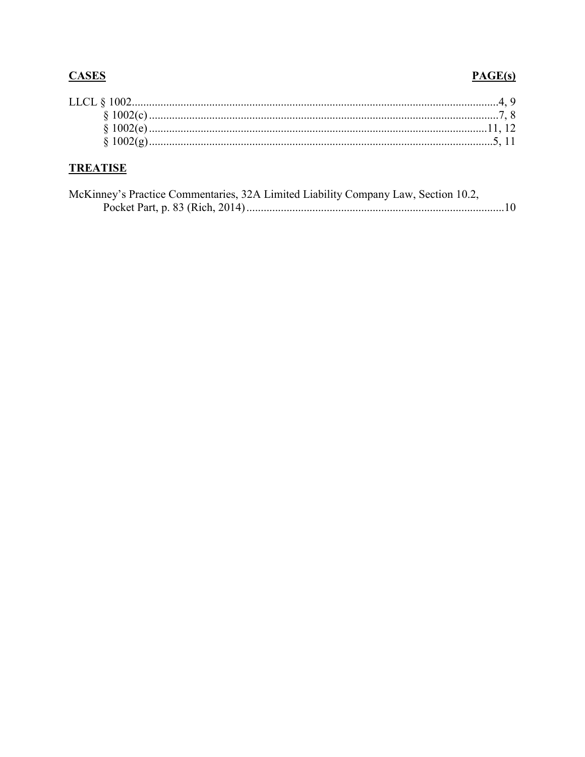| **CASES** | **PAGE(s)** |
| --- | --- |
| LLCL § 1002 | 4, 9 |
| § 1002(c) | 7, 8 |
| § 1002(e) | 11, 12 |
| § 1002(g) | 5, 11 |

**TREATISE**

| | |
| --- | --- |
| McKinney's Practice Commentaries, 32A Limited Liability Company Law, Section 10.2, Pocket Part, p. 83 (Rich, 2014) | 10 |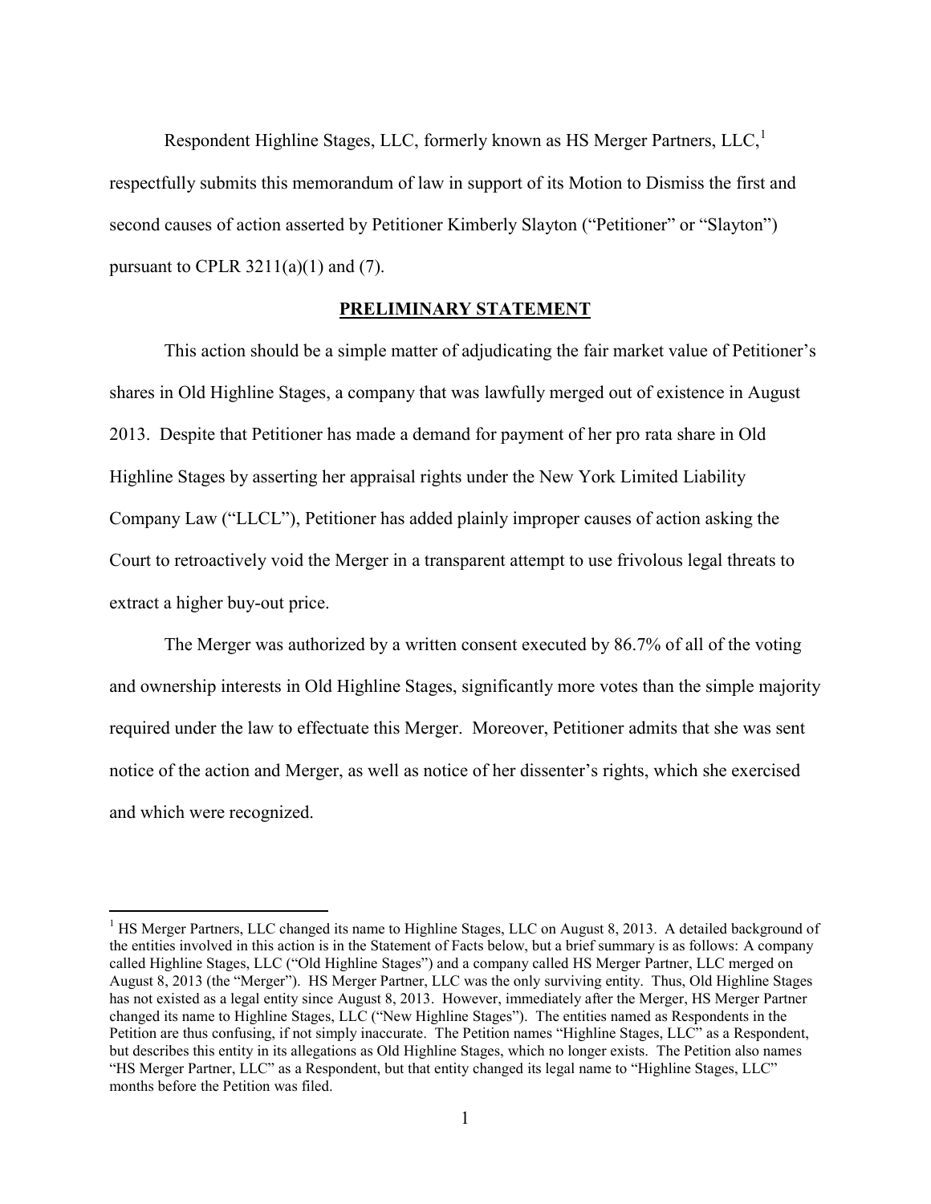Respondent Highline Stages, LLC, formerly known as HS Merger Partners, LLC,[1] respectfully submits this memorandum of law in support of its Motion to Dismiss the first and second causes of action asserted by Petitioner Kimberly Slayton ("Petitioner" or "Slayton") pursuant to CPLR 3211(a)(1) and (7).

## PRELIMINARY STATEMENT

This action should be a simple matter of adjudicating the fair market value of Petitioner's shares in Old Highline Stages, a company that was lawfully merged out of existence in August 2013. Despite that Petitioner has made a demand for payment of her pro rata share in Old Highline Stages by asserting her appraisal rights under the New York Limited Liability Company Law ("LLCL"), Petitioner has added plainly improper causes of action asking the Court to retroactively void the Merger in a transparent attempt to use frivolous legal threats to extract a higher buy-out price.

The Merger was authorized by a written consent executed by 86.7% of all of the voting and ownership interests in Old Highline Stages, significantly more votes than the simple majority required under the law to effectuate this Merger. Moreover, Petitioner admits that she was sent notice of the action and Merger, as well as notice of her dissenter's rights, which she exercised and which were recognized.

---

[1] HS Merger Partners, LLC changed its name to Highline Stages, LLC on August 8, 2013. A detailed background of the entities involved in this action is in the Statement of Facts below, but a brief summary is as follows: A company called Highline Stages, LLC ("Old Highline Stages") and a company called HS Merger Partner, LLC merged on August 8, 2013 (the "Merger"). HS Merger Partner, LLC was the only surviving entity. Thus, Old Highline Stages has not existed as a legal entity since August 8, 2013. However, immediately after the Merger, HS Merger Partner changed its name to Highline Stages, LLC ("New Highline Stages"). The entities named as Respondents in the Petition are thus confusing, if not simply inaccurate. The Petition names "Highline Stages, LLC" as a Respondent, but describes this entity in its allegations as Old Highline Stages, which no longer exists. The Petition also names "HS Merger Partner, LLC" as a Respondent, but that entity changed its legal name to "Highline Stages, LLC" months before the Petition was filed.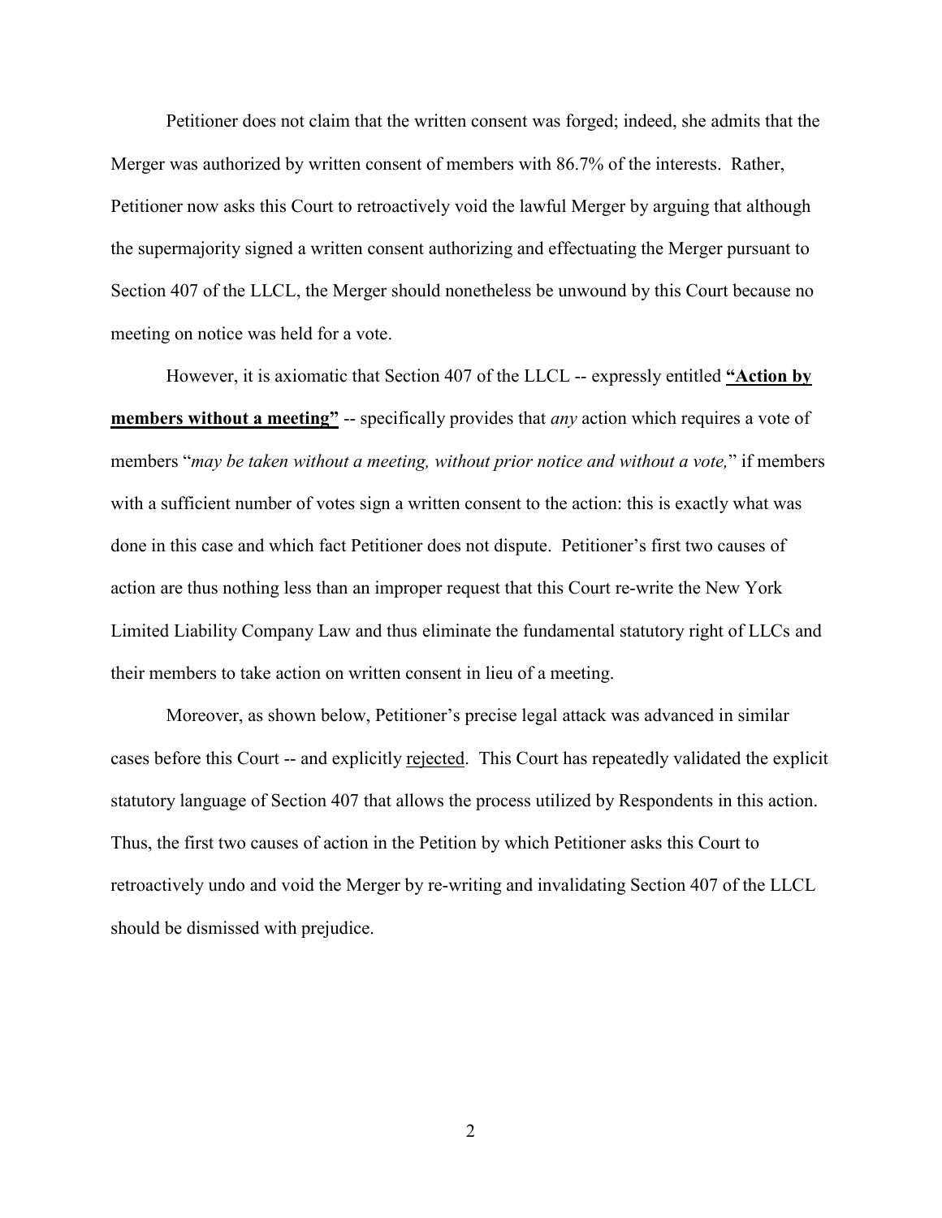Petitioner does not claim that the written consent was forged; indeed, she admits that the Merger was authorized by written consent of members with 86.7% of the interests. Rather, Petitioner now asks this Court to retroactively void the lawful Merger by arguing that although the supermajority signed a written consent authorizing and effectuating the Merger pursuant to Section 407 of the LLCL, the Merger should nonetheless be unwound by this Court because no meeting on notice was held for a vote.

However, it is axiomatic that Section 407 of the LLCL -- expressly entitled **<u>"Action by members without a meeting"</u>** -- specifically provides that *any* action which requires a vote of members "*may be taken without a meeting, without prior notice and without a vote,*" if members with a sufficient number of votes sign a written consent to the action: this is exactly what was done in this case and which fact Petitioner does not dispute. Petitioner's first two causes of action are thus nothing less than an improper request that this Court re-write the New York Limited Liability Company Law and thus eliminate the fundamental statutory right of LLCs and their members to take action on written consent in lieu of a meeting.

Moreover, as shown below, Petitioner's precise legal attack was advanced in similar cases before this Court -- and explicitly <u>rejected</u>. This Court has repeatedly validated the explicit statutory language of Section 407 that allows the process utilized by Respondents in this action. Thus, the first two causes of action in the Petition by which Petitioner asks this Court to retroactively undo and void the Merger by re-writing and invalidating Section 407 of the LLCL should be dismissed with prejudice.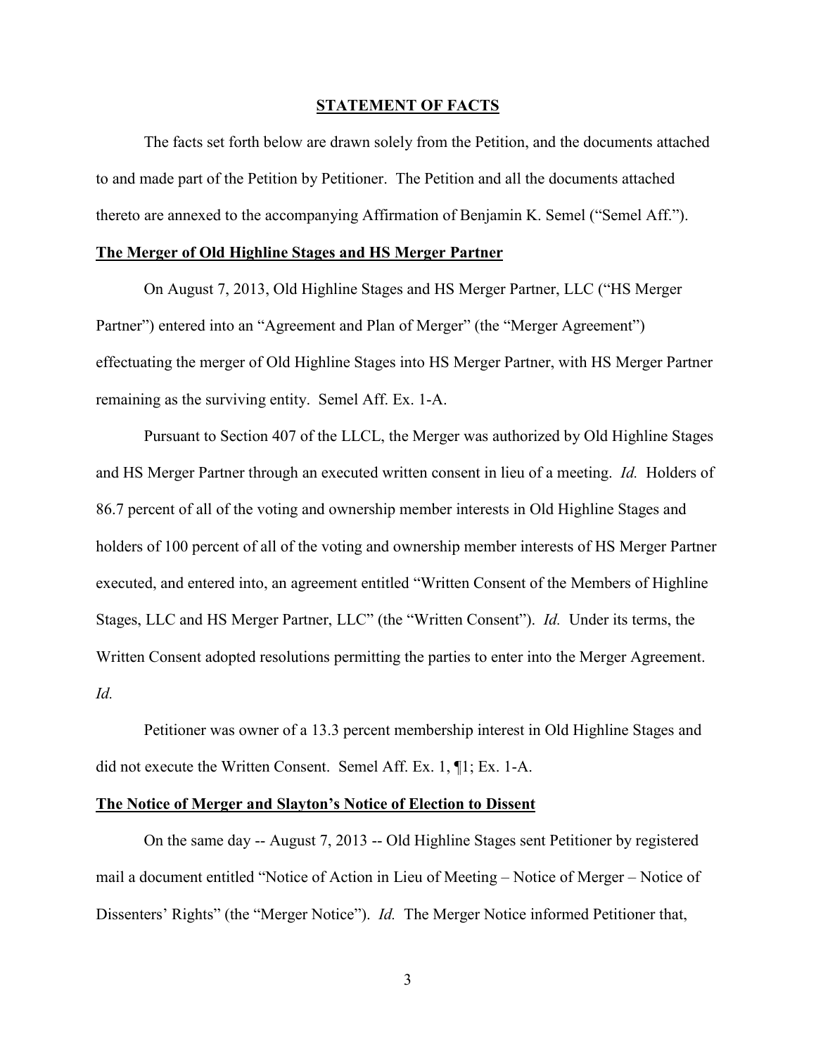## STATEMENT OF FACTS

The facts set forth below are drawn solely from the Petition, and the documents attached to and made part of the Petition by Petitioner. The Petition and all the documents attached thereto are annexed to the accompanying Affirmation of Benjamin K. Semel ("Semel Aff.").

**The Merger of Old Highline Stages and HS Merger Partner**

On August 7, 2013, Old Highline Stages and HS Merger Partner, LLC ("HS Merger Partner") entered into an "Agreement and Plan of Merger" (the "Merger Agreement") effectuating the merger of Old Highline Stages into HS Merger Partner, with HS Merger Partner remaining as the surviving entity. Semel Aff. Ex. 1-A.

Pursuant to Section 407 of the LLCL, the Merger was authorized by Old Highline Stages and HS Merger Partner through an executed written consent in lieu of a meeting. *Id.* Holders of 86.7 percent of all of the voting and ownership member interests in Old Highline Stages and holders of 100 percent of all of the voting and ownership member interests of HS Merger Partner executed, and entered into, an agreement entitled "Written Consent of the Members of Highline Stages, LLC and HS Merger Partner, LLC" (the "Written Consent"). *Id.* Under its terms, the Written Consent adopted resolutions permitting the parties to enter into the Merger Agreement. *Id.*

Petitioner was owner of a 13.3 percent membership interest in Old Highline Stages and did not execute the Written Consent. Semel Aff. Ex. 1, ¶1; Ex. 1-A.

**The Notice of Merger and Slayton's Notice of Election to Dissent**

On the same day -- August 7, 2013 -- Old Highline Stages sent Petitioner by registered mail a document entitled "Notice of Action in Lieu of Meeting – Notice of Merger – Notice of Dissenters' Rights" (the "Merger Notice"). *Id.* The Merger Notice informed Petitioner that,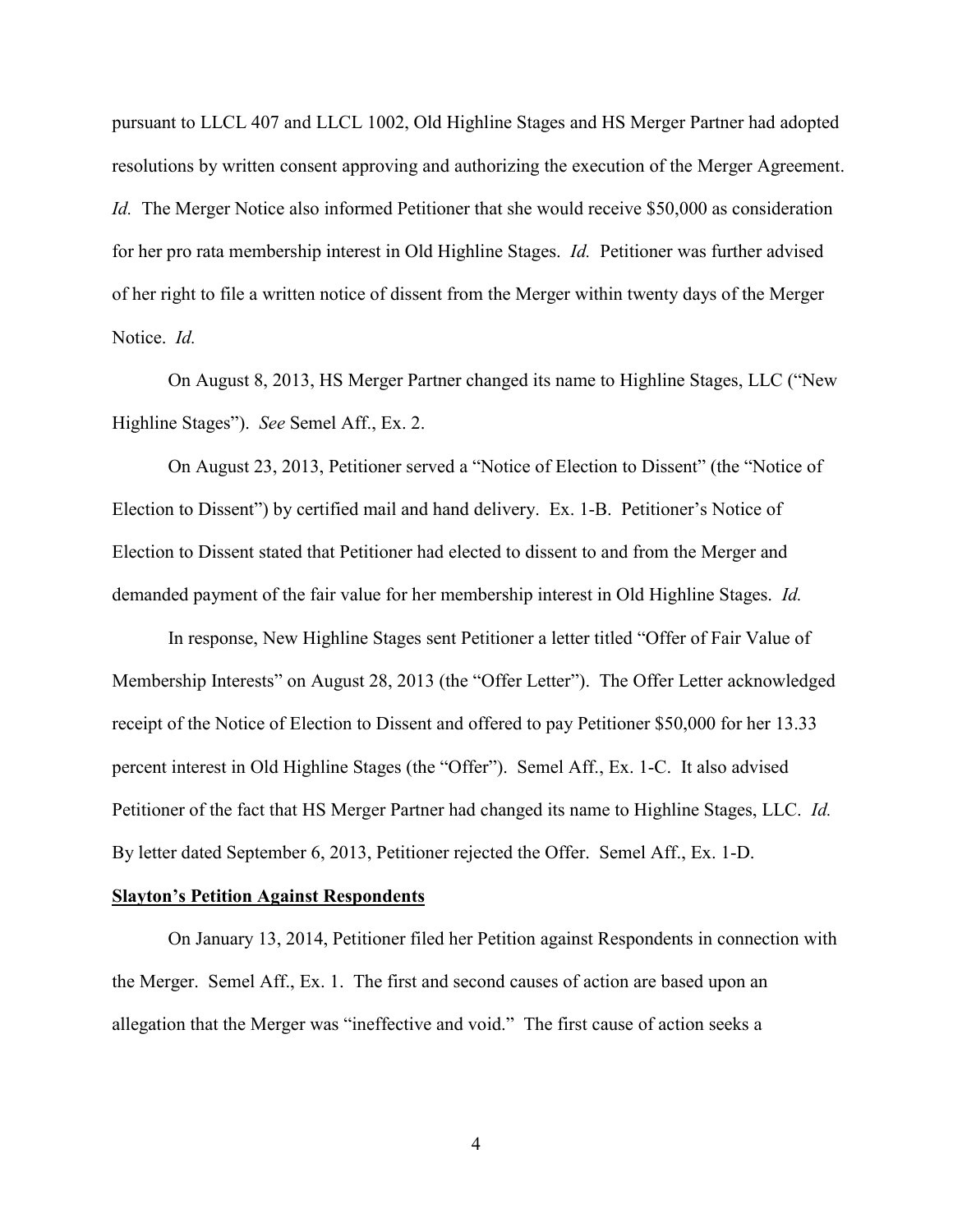pursuant to LLCL 407 and LLCL 1002, Old Highline Stages and HS Merger Partner had adopted resolutions by written consent approving and authorizing the execution of the Merger Agreement. *Id.* The Merger Notice also informed Petitioner that she would receive $50,000 as consideration for her pro rata membership interest in Old Highline Stages. *Id.* Petitioner was further advised of her right to file a written notice of dissent from the Merger within twenty days of the Merger Notice. *Id.*

On August 8, 2013, HS Merger Partner changed its name to Highline Stages, LLC ("New Highline Stages"). *See* Semel Aff., Ex. 2.

On August 23, 2013, Petitioner served a "Notice of Election to Dissent" (the "Notice of Election to Dissent") by certified mail and hand delivery. Ex. 1-B. Petitioner's Notice of Election to Dissent stated that Petitioner had elected to dissent to and from the Merger and demanded payment of the fair value for her membership interest in Old Highline Stages. *Id.*

In response, New Highline Stages sent Petitioner a letter titled "Offer of Fair Value of Membership Interests" on August 28, 2013 (the "Offer Letter"). The Offer Letter acknowledged receipt of the Notice of Election to Dissent and offered to pay Petitioner $50,000 for her 13.33 percent interest in Old Highline Stages (the "Offer"). Semel Aff., Ex. 1-C. It also advised Petitioner of the fact that HS Merger Partner had changed its name to Highline Stages, LLC. *Id.* By letter dated September 6, 2013, Petitioner rejected the Offer. Semel Aff., Ex. 1-D.

**Slayton's Petition Against Respondents**

On January 13, 2014, Petitioner filed her Petition against Respondents in connection with the Merger. Semel Aff., Ex. 1. The first and second causes of action are based upon an allegation that the Merger was "ineffective and void." The first cause of action seeks a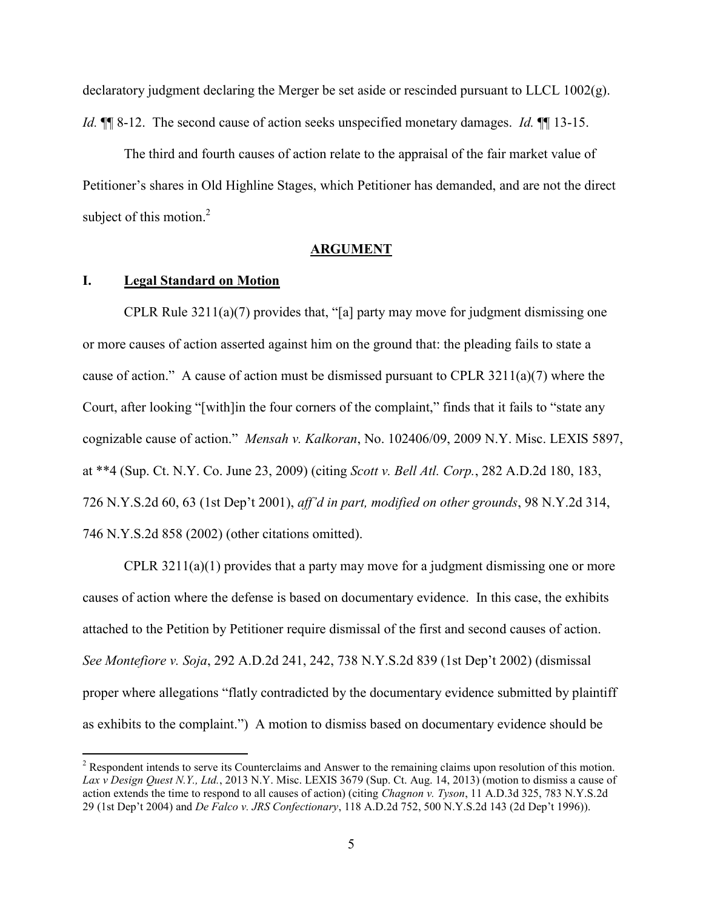declaratory judgment declaring the Merger be set aside or rescinded pursuant to LLCL 1002(g). *Id.* ¶¶ 8-12. The second cause of action seeks unspecified monetary damages. *Id.* ¶¶ 13-15.

The third and fourth causes of action relate to the appraisal of the fair market value of Petitioner's shares in Old Highline Stages, which Petitioner has demanded, and are not the direct subject of this motion.[2]

## ARGUMENT

### I. Legal Standard on Motion

CPLR Rule 3211(a)(7) provides that, "[a] party may move for judgment dismissing one or more causes of action asserted against him on the ground that: the pleading fails to state a cause of action." A cause of action must be dismissed pursuant to CPLR 3211(a)(7) where the Court, after looking "[with]in the four corners of the complaint," finds that it fails to "state any cognizable cause of action." *Mensah v. Kalkoran*, No. 102406/09, 2009 N.Y. Misc. LEXIS 5897, at **4 (Sup. Ct. N.Y. Co. June 23, 2009) (citing *Scott v. Bell Atl. Corp.*, 282 A.D.2d 180, 183, 726 N.Y.S.2d 60, 63 (1st Dep't 2001), *aff'd in part, modified on other grounds*, 98 N.Y.2d 314, 746 N.Y.S.2d 858 (2002) (other citations omitted).

CPLR 3211(a)(1) provides that a party may move for a judgment dismissing one or more causes of action where the defense is based on documentary evidence. In this case, the exhibits attached to the Petition by Petitioner require dismissal of the first and second causes of action. *See Montefiore v. Soja*, 292 A.D.2d 241, 242, 738 N.Y.S.2d 839 (1st Dep't 2002) (dismissal proper where allegations "flatly contradicted by the documentary evidence submitted by plaintiff as exhibits to the complaint.") A motion to dismiss based on documentary evidence should be

---

[2] Respondent intends to serve its Counterclaims and Answer to the remaining claims upon resolution of this motion. *Lax v Design Quest N.Y., Ltd.*, 2013 N.Y. Misc. LEXIS 3679 (Sup. Ct. Aug. 14, 2013) (motion to dismiss a cause of action extends the time to respond to all causes of action) (citing *Chagnon v. Tyson*, 11 A.D.3d 325, 783 N.Y.S.2d 29 (1st Dep't 2004) and *De Falco v. JRS Confectionary*, 118 A.D.2d 752, 500 N.Y.S.2d 143 (2d Dep't 1996)).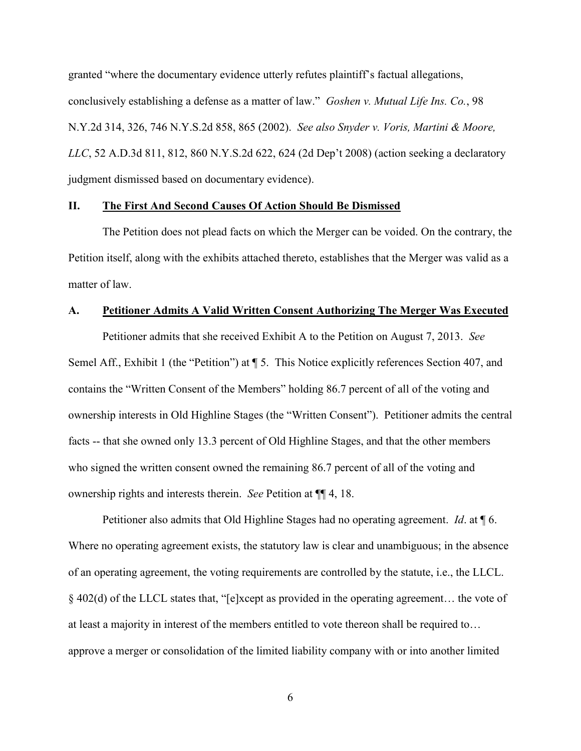granted "where the documentary evidence utterly refutes plaintiff's factual allegations, conclusively establishing a defense as a matter of law." *Goshen v. Mutual Life Ins. Co.*, 98 N.Y.2d 314, 326, 746 N.Y.S.2d 858, 865 (2002). *See also Snyder v. Voris, Martini & Moore, LLC*, 52 A.D.3d 811, 812, 860 N.Y.S.2d 622, 624 (2d Dep't 2008) (action seeking a declaratory judgment dismissed based on documentary evidence).

## II. <u>The First And Second Causes Of Action Should Be Dismissed</u>

The Petition does not plead facts on which the Merger can be voided. On the contrary, the Petition itself, along with the exhibits attached thereto, establishes that the Merger was valid as a matter of law.

### A. <u>Petitioner Admits A Valid Written Consent Authorizing The Merger Was Executed</u>

Petitioner admits that she received Exhibit A to the Petition on August 7, 2013. *See* Semel Aff., Exhibit 1 (the "Petition") at ¶ 5. This Notice explicitly references Section 407, and contains the "Written Consent of the Members" holding 86.7 percent of all of the voting and ownership interests in Old Highline Stages (the "Written Consent"). Petitioner admits the central facts -- that she owned only 13.3 percent of Old Highline Stages, and that the other members who signed the written consent owned the remaining 86.7 percent of all of the voting and ownership rights and interests therein. *See* Petition at ¶¶ 4, 18.

Petitioner also admits that Old Highline Stages had no operating agreement. *Id*. at ¶ 6. Where no operating agreement exists, the statutory law is clear and unambiguous; in the absence of an operating agreement, the voting requirements are controlled by the statute, i.e., the LLCL. § 402(d) of the LLCL states that, "[e]xcept as provided in the operating agreement… the vote of at least a majority in interest of the members entitled to vote thereon shall be required to… approve a merger or consolidation of the limited liability company with or into another limited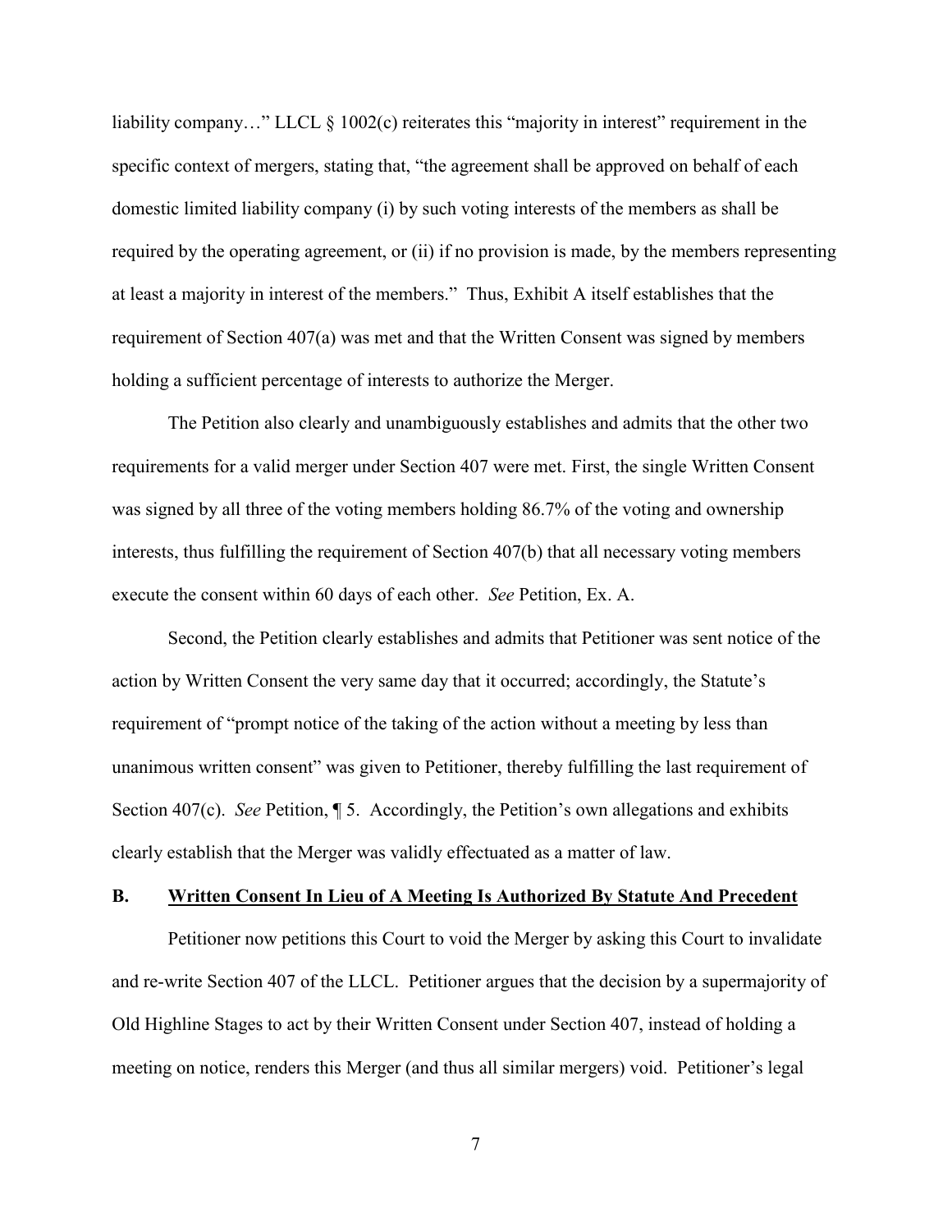liability company…" LLCL § 1002(c) reiterates this "majority in interest" requirement in the specific context of mergers, stating that, "the agreement shall be approved on behalf of each domestic limited liability company (i) by such voting interests of the members as shall be required by the operating agreement, or (ii) if no provision is made, by the members representing at least a majority in interest of the members." Thus, Exhibit A itself establishes that the requirement of Section 407(a) was met and that the Written Consent was signed by members holding a sufficient percentage of interests to authorize the Merger.

The Petition also clearly and unambiguously establishes and admits that the other two requirements for a valid merger under Section 407 were met. First, the single Written Consent was signed by all three of the voting members holding 86.7% of the voting and ownership interests, thus fulfilling the requirement of Section 407(b) that all necessary voting members execute the consent within 60 days of each other. *See* Petition, Ex. A.

Second, the Petition clearly establishes and admits that Petitioner was sent notice of the action by Written Consent the very same day that it occurred; accordingly, the Statute's requirement of "prompt notice of the taking of the action without a meeting by less than unanimous written consent" was given to Petitioner, thereby fulfilling the last requirement of Section 407(c). *See* Petition, ¶ 5. Accordingly, the Petition's own allegations and exhibits clearly establish that the Merger was validly effectuated as a matter of law.

### B. Written Consent In Lieu of A Meeting Is Authorized By Statute And Precedent

Petitioner now petitions this Court to void the Merger by asking this Court to invalidate and re-write Section 407 of the LLCL. Petitioner argues that the decision by a supermajority of Old Highline Stages to act by their Written Consent under Section 407, instead of holding a meeting on notice, renders this Merger (and thus all similar mergers) void. Petitioner's legal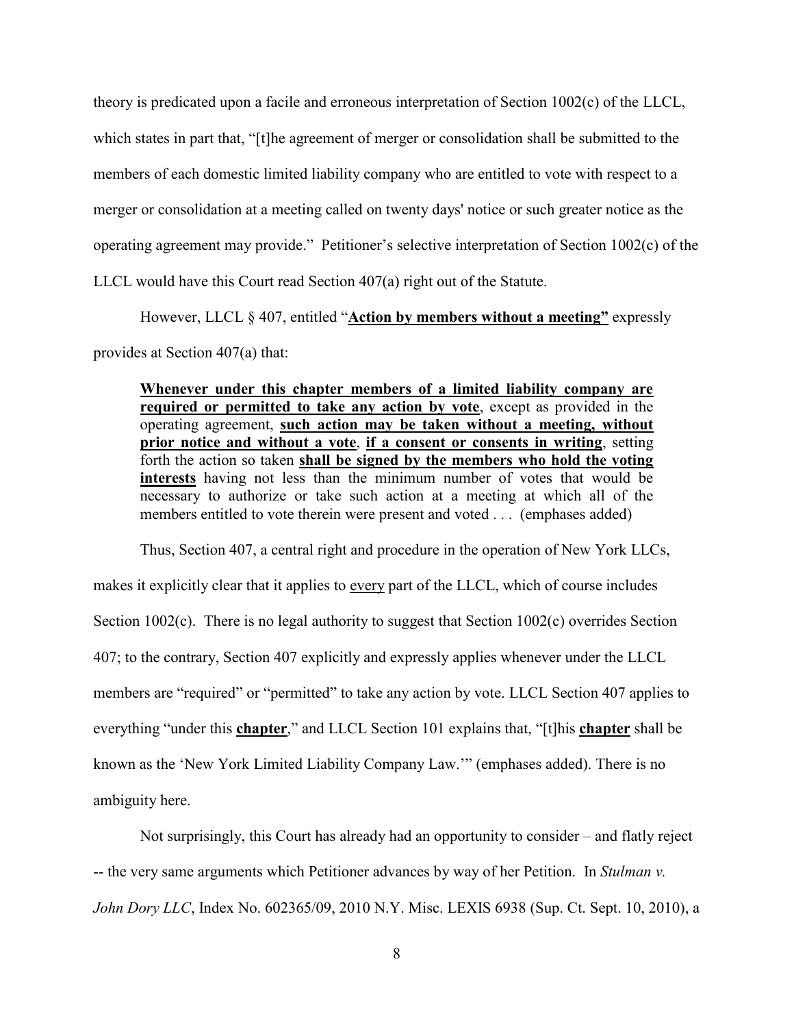theory is predicated upon a facile and erroneous interpretation of Section 1002(c) of the LLCL, which states in part that, "[t]he agreement of merger or consolidation shall be submitted to the members of each domestic limited liability company who are entitled to vote with respect to a merger or consolidation at a meeting called on twenty days' notice or such greater notice as the operating agreement may provide." Petitioner's selective interpretation of Section 1002(c) of the LLCL would have this Court read Section 407(a) right out of the Statute.

However, LLCL § 407, entitled "**<u>Action by members without a meeting"</u>** expressly provides at Section 407(a) that:

> **<u>Whenever under this chapter members of a limited liability company are required or permitted to take any action by vote</u>**, except as provided in the operating agreement, **<u>such action may be taken without a meeting, without prior notice and without a vote</u>**, **<u>if a consent or consents in writing</u>**, setting forth the action so taken **<u>shall be signed by the members who hold the voting interests</u>** having not less than the minimum number of votes that would be necessary to authorize or take such action at a meeting at which all of the members entitled to vote therein were present and voted . . . (emphases added)

Thus, Section 407, a central right and procedure in the operation of New York LLCs, makes it explicitly clear that it applies to <u>every</u> part of the LLCL, which of course includes Section 1002(c). There is no legal authority to suggest that Section 1002(c) overrides Section 407; to the contrary, Section 407 explicitly and expressly applies whenever under the LLCL members are "required" or "permitted" to take any action by vote. LLCL Section 407 applies to everything "under this **<u>chapter</u>**," and LLCL Section 101 explains that, "[t]his **<u>chapter</u>** shall be known as the 'New York Limited Liability Company Law.'" (emphases added). There is no ambiguity here.

Not surprisingly, this Court has already had an opportunity to consider – and flatly reject -- the very same arguments which Petitioner advances by way of her Petition. In *Stulman v. John Dory LLC*, Index No. 602365/09, 2010 N.Y. Misc. LEXIS 6938 (Sup. Ct. Sept. 10, 2010), a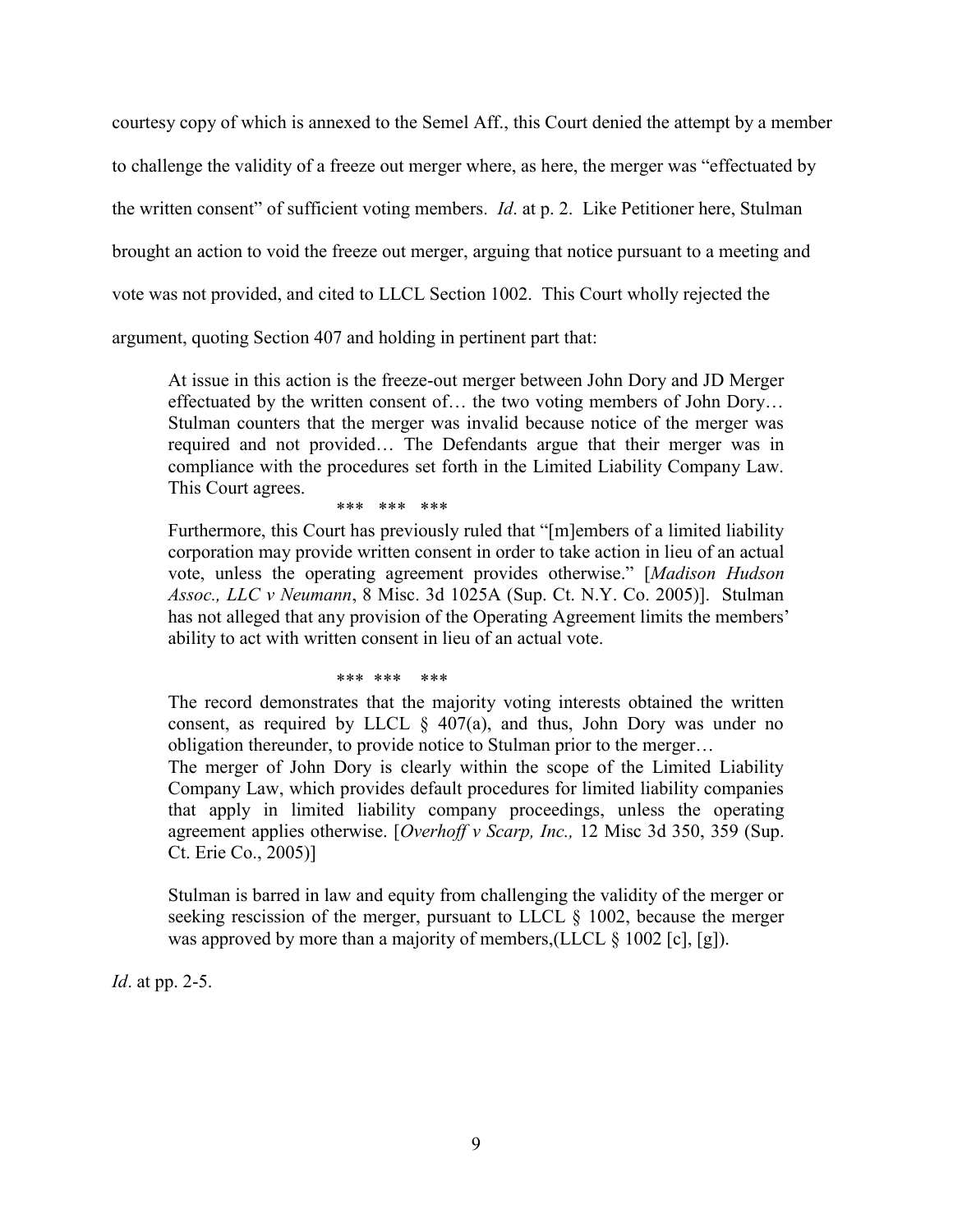courtesy copy of which is annexed to the Semel Aff., this Court denied the attempt by a member to challenge the validity of a freeze out merger where, as here, the merger was "effectuated by the written consent" of sufficient voting members. *Id*. at p. 2. Like Petitioner here, Stulman brought an action to void the freeze out merger, arguing that notice pursuant to a meeting and vote was not provided, and cited to LLCL Section 1002. This Court wholly rejected the argument, quoting Section 407 and holding in pertinent part that:

> At issue in this action is the freeze-out merger between John Dory and JD Merger effectuated by the written consent of… the two voting members of John Dory… Stulman counters that the merger was invalid because notice of the merger was required and not provided… The Defendants argue that their merger was in compliance with the procedures set forth in the Limited Liability Company Law. This Court agrees.
>
> \*\*\* \*\*\* \*\*\*
>
> Furthermore, this Court has previously ruled that "[m]embers of a limited liability corporation may provide written consent in order to take action in lieu of an actual vote, unless the operating agreement provides otherwise." [*Madison Hudson Assoc., LLC v Neumann*, 8 Misc. 3d 1025A (Sup. Ct. N.Y. Co. 2005)]. Stulman has not alleged that any provision of the Operating Agreement limits the members' ability to act with written consent in lieu of an actual vote.
>
> \*\*\* \*\*\* \*\*\*
>
> The record demonstrates that the majority voting interests obtained the written consent, as required by LLCL § 407(a), and thus, John Dory was under no obligation thereunder, to provide notice to Stulman prior to the merger…
>
> The merger of John Dory is clearly within the scope of the Limited Liability Company Law, which provides default procedures for limited liability companies that apply in limited liability company proceedings, unless the operating agreement applies otherwise. [*Overhoff v Scarp, Inc.,* 12 Misc 3d 350, 359 (Sup. Ct. Erie Co., 2005)]
>
> Stulman is barred in law and equity from challenging the validity of the merger or seeking rescission of the merger, pursuant to LLCL § 1002, because the merger was approved by more than a majority of members,(LLCL § 1002 [c], [g]).

*Id*. at pp. 2-5.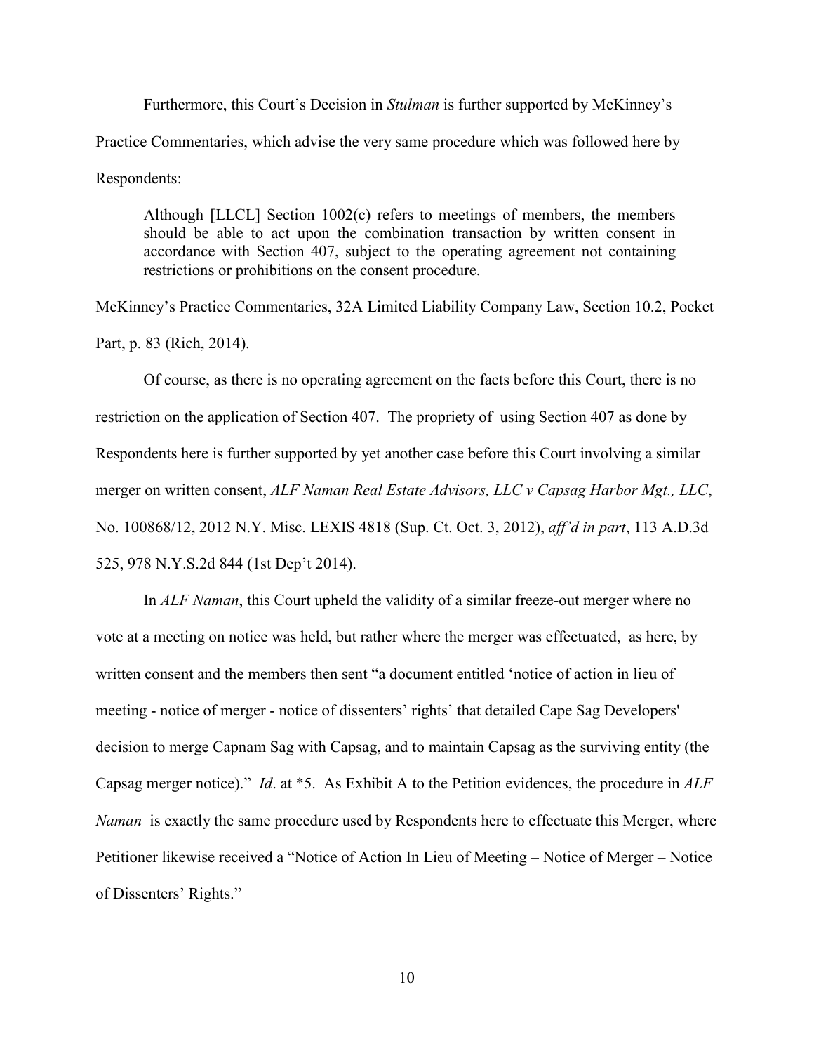Furthermore, this Court's Decision in *Stulman* is further supported by McKinney's Practice Commentaries, which advise the very same procedure which was followed here by Respondents:

> Although [LLCL] Section 1002(c) refers to meetings of members, the members should be able to act upon the combination transaction by written consent in accordance with Section 407, subject to the operating agreement not containing restrictions or prohibitions on the consent procedure.

McKinney's Practice Commentaries, 32A Limited Liability Company Law, Section 10.2, Pocket Part, p. 83 (Rich, 2014).

Of course, as there is no operating agreement on the facts before this Court, there is no restriction on the application of Section 407. The propriety of using Section 407 as done by Respondents here is further supported by yet another case before this Court involving a similar merger on written consent, *ALF Naman Real Estate Advisors, LLC v Capsag Harbor Mgt., LLC*, No. 100868/12, 2012 N.Y. Misc. LEXIS 4818 (Sup. Ct. Oct. 3, 2012), *aff'd in part*, 113 A.D.3d 525, 978 N.Y.S.2d 844 (1st Dep't 2014).

In *ALF Naman*, this Court upheld the validity of a similar freeze-out merger where no vote at a meeting on notice was held, but rather where the merger was effectuated, as here, by written consent and the members then sent "a document entitled 'notice of action in lieu of meeting - notice of merger - notice of dissenters' rights' that detailed Cape Sag Developers' decision to merge Capnam Sag with Capsag, and to maintain Capsag as the surviving entity (the Capsag merger notice)." *Id*. at *5. As Exhibit A to the Petition evidences, the procedure in *ALF Naman* is exactly the same procedure used by Respondents here to effectuate this Merger, where Petitioner likewise received a "Notice of Action In Lieu of Meeting – Notice of Merger – Notice of Dissenters' Rights."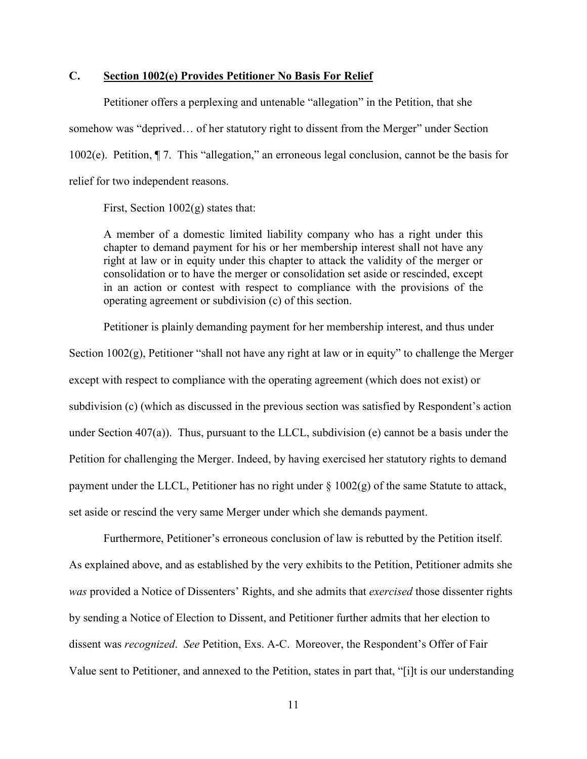### C. **Section 1002(e) Provides Petitioner No Basis For Relief**

Petitioner offers a perplexing and untenable "allegation" in the Petition, that she somehow was "deprived… of her statutory right to dissent from the Merger" under Section 1002(e). Petition, ¶ 7. This "allegation," an erroneous legal conclusion, cannot be the basis for relief for two independent reasons.

First, Section 1002(g) states that:

> A member of a domestic limited liability company who has a right under this chapter to demand payment for his or her membership interest shall not have any right at law or in equity under this chapter to attack the validity of the merger or consolidation or to have the merger or consolidation set aside or rescinded, except in an action or contest with respect to compliance with the provisions of the operating agreement or subdivision (c) of this section.

Petitioner is plainly demanding payment for her membership interest, and thus under Section 1002(g), Petitioner "shall not have any right at law or in equity" to challenge the Merger except with respect to compliance with the operating agreement (which does not exist) or subdivision (c) (which as discussed in the previous section was satisfied by Respondent's action under Section 407(a)). Thus, pursuant to the LLCL, subdivision (e) cannot be a basis under the Petition for challenging the Merger. Indeed, by having exercised her statutory rights to demand payment under the LLCL, Petitioner has no right under § 1002(g) of the same Statute to attack, set aside or rescind the very same Merger under which she demands payment.

Furthermore, Petitioner's erroneous conclusion of law is rebutted by the Petition itself. As explained above, and as established by the very exhibits to the Petition, Petitioner admits she *was* provided a Notice of Dissenters' Rights, and she admits that *exercised* those dissenter rights by sending a Notice of Election to Dissent, and Petitioner further admits that her election to dissent was *recognized*. *See* Petition, Exs. A-C. Moreover, the Respondent's Offer of Fair Value sent to Petitioner, and annexed to the Petition, states in part that, "[i]t is our understanding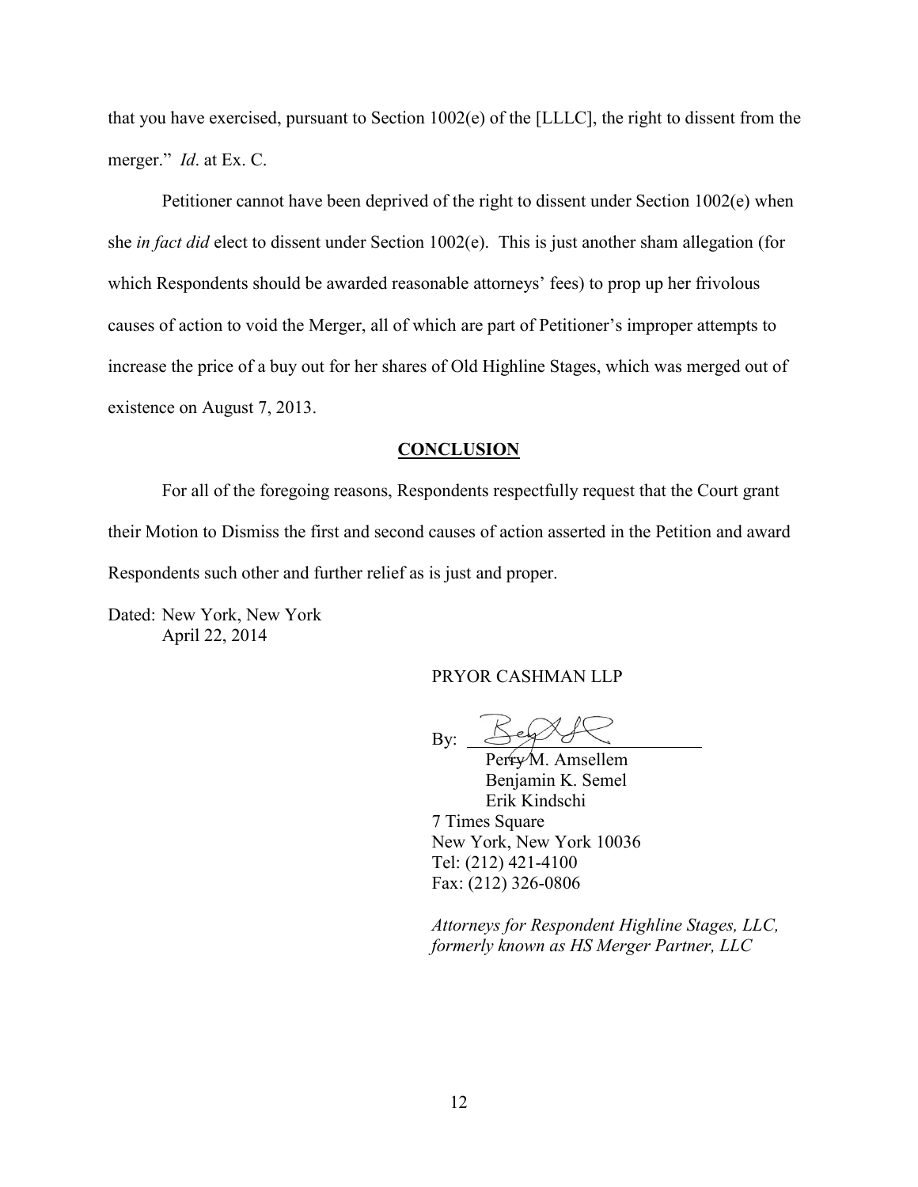that you have exercised, pursuant to Section 1002(e) of the [LLLC], the right to dissent from the merger." *Id*. at Ex. C.

Petitioner cannot have been deprived of the right to dissent under Section 1002(e) when she *in fact did* elect to dissent under Section 1002(e). This is just another sham allegation (for which Respondents should be awarded reasonable attorneys' fees) to prop up her frivolous causes of action to void the Merger, all of which are part of Petitioner's improper attempts to increase the price of a buy out for her shares of Old Highline Stages, which was merged out of existence on August 7, 2013.

## **CONCLUSION**

For all of the foregoing reasons, Respondents respectfully request that the Court grant their Motion to Dismiss the first and second causes of action asserted in the Petition and award Respondents such other and further relief as is just and proper.

Dated: New York, New York
April 22, 2014

PRYOR CASHMAN LLP

By: ______________________________

Perry M. Amsellem
Benjamin K. Semel
Erik Kindschi
7 Times Square
New York, New York 10036
Tel: (212) 421-4100
Fax: (212) 326-0806

*Attorneys for Respondent Highline Stages, LLC, formerly known as HS Merger Partner, LLC*